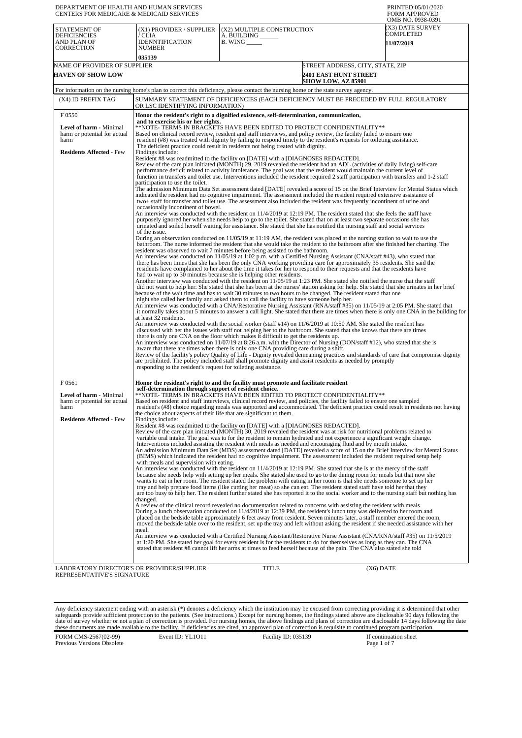DEPARTMENT OF HEALTH AND HUMAN SERVICES
CENTERS FOR MEDICARE & MEDICAID SERVICES

PRINTED:05/01/2020
FORM APPROVED
OMB NO. 0938-0391

| STATEMENT OF DEFICIENCIES AND PLAN OF CORRECTION | (X1) PROVIDER / SUPPLIER / CLIA IDENNTIFICATION NUMBER | (X2) MULTIPLE CONSTRUCTION A. BUILDING ______ B. WING _____ | (X3) DATE SURVEY COMPLETED |
|---|---|---|---|
| | 035139 | | 11/07/2019 |

| NAME OF PROVIDER OF SUPPLIER | STREET ADDRESS, CITY, STATE, ZIP |
|---|---|
| HAVEN OF SHOW LOW | 2401 EAST HUNT STREET SHOW LOW, AZ 85901 |

For information on the nursing home's plan to correct this deficiency, please contact the nursing home or the state survey agency.

| (X4) ID PREFIX TAG | SUMMARY STATEMENT OF DEFICIENCIES (EACH DEFICIENCY MUST BE PRECEDED BY FULL REGULATORY OR LSC IDENTIFYING INFORMATION) |
|---|---|
| F 0550 **Level of harm** - Minimal harm or potential for actual harm **Residents Affected** - Few | **Honor the resident's right to a dignified existence, self-determination, communication, and to exercise his or her rights.** **NOTE- TERMS IN BRACKETS HAVE BEEN EDITED TO PROTECT CONFIDENTIALITY** Based on clinical record review, resident and staff interviews, and policy review, the facility failed to ensure one resident (#8) was treated with dignity by failing to respond timely to the resident's requests for toileting assistance. The deficient practice could result in residents not being treated with dignity. Findings include: Resident #8 was readmitted to the facility on [DATE] with a [DIAGNOSES REDACTED]. Review of the care plan initiated (MONTH) 29, 2019 revealed the resident had an ADL (activities of daily living) self-care performance deficit related to activity intolerance. The goal was that the resident would maintain the current level of function in transfers and toilet use. Interventions included the resident required 2 staff participation with transfers and 1-2 staff participation to use the toilet. The admission Minimum Data Set assessment dated [DATE] revealed a score of 15 on the Brief Interview for Mental Status which indicated the resident had no cognitive impairment. The assessment included the resident required extensive assistance of two+ staff for transfer and toilet use. The assessment also included the resident was frequently incontinent of urine and occasionally incontinent of bowel. An interview was conducted with the resident on 11/4/2019 at 12:19 PM. The resident stated that she feels the staff have purposely ignored her when she needs help to go to the toilet. She stated that on at least two separate occasions she has urinated and soiled herself waiting for assistance. She stated that she has notified the nursing staff and social services of the issue. During an observation conducted on 11/05/19 at 11:19 AM, the resident was placed at the nursing station to wait to use the bathroom. The nurse informed the resident that she would take the resident to the bathroom after she finished her charting. The resident was observed to wait 7 minutes before being assisted to the bathroom. An interview was conducted on 11/05/19 at 1:02 p.m. with a Certified Nursing Assistant (CNA/staff #43), who stated that there has been times that she has been the only CNA working providing care for approximately 35 residents. She said the residents have complained to her about the time it takes for her to respond to their requests and that the residents have had to wait up to 30 minutes because she is helping other residents. Another interview was conducted with the resident on 11/05/19 at 1:23 PM. She stated she notified the nurse that the staff did not want to help her. She stated that she has been at the nurses' station asking for help. She stated that she urinates in her brief because of the wait time and has to wait 30 minutes to two hours to be changed. The resident stated that one night she called her family and asked them to call the facility to have someone help her. An interview was conducted with a CNA/Restorative Nursing Assistant (RNA/staff #35) on 11/05/19 at 2:05 PM. She stated that it normally takes about 5 minutes to answer a call light. She stated that there are times when there is only one CNA in the building for at least 32 residents. An interview was conducted with the social worker (staff #14) on 11/6/2019 at 10:50 AM. She stated the resident has discussed with her the issues with staff not helping her to the bathroom. She stated that she knows that there are times there is only one CNA on the floor which makes it difficult to get the residents up. An interview was conducted on 11/07/19 at 8:26 a.m. with the Director of Nursing (DON/staff #12), who stated that she is aware that there are times when there is only one CNA providing care during a shift. Review of the facility's policy Quality of Life - Dignity revealed demeaning practices and standards of care that compromise dignity are prohibited. The policy included staff shall promote dignity and assist residents as needed by promptly responding to the resident's request for toileting assistance. |
| F 0561 **Level of harm** - Minimal harm or potential for actual harm **Residents Affected** - Few | **Honor the resident's right to and the facility must promote and facilitate resident self-determination through support of resident choice.** **NOTE- TERMS IN BRACKETS HAVE BEEN EDITED TO PROTECT CONFIDENTIALITY** Based on resident and staff interviews, clinical record review, and policies, the facility failed to ensure one sampled resident's (#8) choice regarding meals was supported and accommodated. The deficient practice could result in residents not having the choice about aspects of their life that are significant to them. Findings include: Resident #8 was readmitted to the facility on [DATE] with a [DIAGNOSES REDACTED]. Review of the care plan initiated (MONTH) 30, 2019 revealed the resident was at risk for nutritional problems related to variable oral intake. The goal was to for the resident to remain hydrated and not experience a significant weight change. Interventions included assisting the resident with meals as needed and encouraging fluid and by mouth intake. An admission Minimum Data Set (MDS) assessment dated [DATE] revealed a score of 15 on the Brief Interview for Mental Status (BIMS) which indicated the resident had no cognitive impairment. The assessment included the resident required setup help with meals and supervision with eating. An interview was conducted with the resident on 11/4/2019 at 12:19 PM. She stated that she is at the mercy of the staff because she needs help with setting up her meals. She stated she used to go to the dining room for meals but that now she wants to eat in her room. The resident stated the problem with eating in her room is that she needs someone to set up her tray and help prepare food items (like cutting her meat) so she can eat. The resident stated staff have told her that they are too busy to help her. The resident further stated she has reported it to the social worker and to the nursing staff but nothing has changed. A review of the clinical record revealed no documentation related to concerns with assisting the resident with meals. During a lunch observation conducted on 11/4/2019 at 12:39 PM, the resident's lunch tray was delivered to her room and placed on the bedside table approximately 6 feet away from resident. Seven minutes later, a staff member entered the room, moved the bedside table over to the resident, set up the tray and left without asking the resident if she needed assistance with her meal. An interview was conducted with a Certified Nursing Assistant/Restorative Nurse Assistant (CNA/RNA/staff #35) on 11/5/2019 at 1:20 PM. She stated her goal for every resident is for the residents to do for themselves as long as they can. The CNA stated that resident #8 cannot lift her arms at times to feed herself because of the pain. The CNA also stated she told |

LABORATORY DIRECTOR'S OR PROVIDER/SUPPLIER REPRESENTATIVE'S SIGNATURE | TITLE | (X6) DATE

Any deficiency statement ending with an asterisk (*) denotes a deficiency which the institution may be excused from correcting providing it is determined that other safeguards provide sufficient protection to the patients. (See instructions.) Except for nursing homes, the findings stated above are disclosable 90 days following the date of survey whether or not a plan of correction is provided. For nursing homes, the above findings and plans of correction are disclosable 14 days following the date these documents are made available to the facility. If deficiencies are cited, an approved plan of correction is requisite to continued program participation.

FORM CMS-2567(02-99) Previous Versions Obsolete | Event ID: YL1O11 | Facility ID: 035139 | If continuation sheet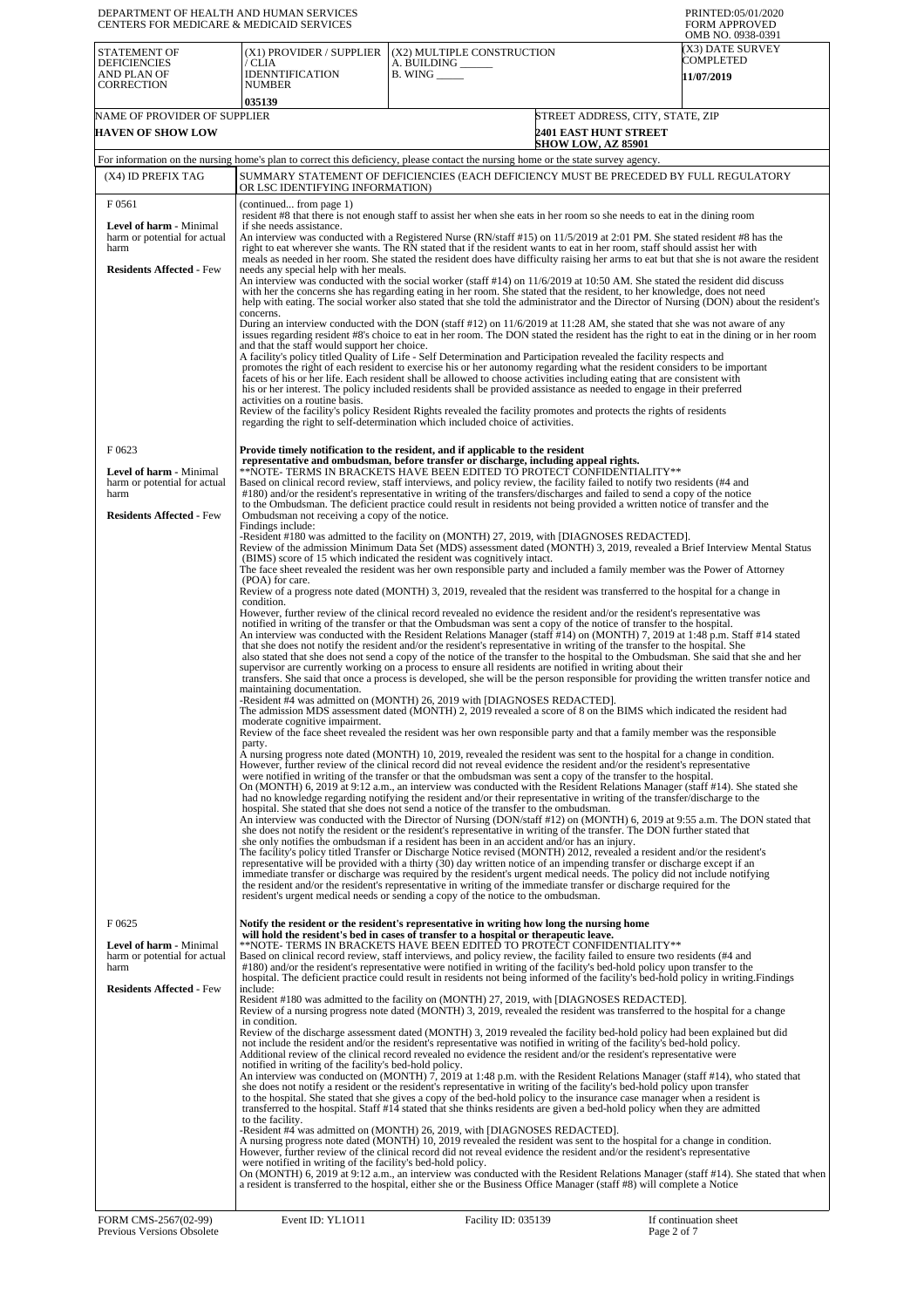DEPARTMENT OF HEALTH AND HUMAN SERVICES
CENTERS FOR MEDICARE & MEDICAID SERVICES

PRINTED:05/01/2020
FORM APPROVED
OMB NO. 0938-0391

| STATEMENT OF DEFICIENCIES AND PLAN OF CORRECTION | (X1) PROVIDER / SUPPLIER / CLIA IDENNTIFICATION NUMBER | (X2) MULTIPLE CONSTRUCTION A. BUILDING ______ B. WING _____ | (X3) DATE SURVEY COMPLETED |
|---|---|---|---|
| | 035139 | | 11/07/2019 |

| NAME OF PROVIDER OF SUPPLIER | STREET ADDRESS, CITY, STATE, ZIP |
|---|---|
| HAVEN OF SHOW LOW | 2401 EAST HUNT STREET SHOW LOW, AZ 85901 |

For information on the nursing home's plan to correct this deficiency, please contact the nursing home or the state survey agency.

| (X4) ID PREFIX TAG | SUMMARY STATEMENT OF DEFICIENCIES (EACH DEFICIENCY MUST BE PRECEDED BY FULL REGULATORY OR LSC IDENTIFYING INFORMATION) |
|---|---|
| F 0561<br><br>**Level of harm** - Minimal harm or potential for actual harm<br><br>**Residents Affected** - Few | (continued... from page 1)<br>resident #8 that there is not enough staff to assist her when she eats in her room so she needs to eat in the dining room if she needs assistance.<br>An interview was conducted with a Registered Nurse (RN/staff #15) on 11/5/2019 at 2:01 PM. She stated resident #8 has the right to eat wherever she wants. The RN stated that if the resident wants to eat in her room, staff should assist her with meals as needed in her room. She stated the resident does have difficulty raising her arms to eat but that she is not aware the resident needs any special help with her meals.<br>An interview was conducted with the social worker (staff #14) on 11/6/2019 at 10:50 AM. She stated the resident did discuss with her the concerns she has regarding eating in her room. She stated that the resident, to her knowledge, does not need help with eating. The social worker also stated that she told the administrator and the Director of Nursing (DON) about the resident's concerns.<br>During an interview conducted with the DON (staff #12) on 11/6/2019 at 11:28 AM, she stated that she was not aware of any issues regarding resident #8's choice to eat in her room. The DON stated the resident has the right to eat in the dining or in her room and that the staff would support her choice.<br>A facility's policy titled Quality of Life - Self Determination and Participation revealed the facility respects and promotes the right of each resident to exercise his or her autonomy regarding what the resident considers to be important facets of his or her life. Each resident shall be allowed to choose activities including eating that are consistent with his or her interest. The policy included residents shall be provided assistance as needed to engage in their preferred activities on a routine basis.<br>Review of the facility's policy Resident Rights revealed the facility promotes and protects the rights of residents regarding the right to self-determination which included choice of activities. |
| F 0623<br><br>**Level of harm** - Minimal harm or potential for actual harm<br><br>**Residents Affected** - Few | **Provide timely notification to the resident, and if applicable to the resident representative and ombudsman, before transfer or discharge, including appeal rights.**<br>**NOTE- TERMS IN BRACKETS HAVE BEEN EDITED TO PROTECT CONFIDENTIALITY**<br>Based on clinical record review, staff interviews, and policy review, the facility failed to notify two residents (#4 and #180) and/or the resident's representative in writing of the transfers/discharges and failed to send a copy of the notice to the Ombudsman. The deficient practice could result in residents not being provided a written notice of transfer and the Ombudsman not receiving a copy of the notice.<br>Findings include:<br>-Resident #180 was admitted to the facility on (MONTH) 27, 2019, with [DIAGNOSES REDACTED].<br>Review of the admission Minimum Data Set (MDS) assessment dated (MONTH) 3, 2019, revealed a Brief Interview Mental Status (BIMS) score of 15 which indicated the resident was cognitively intact.<br>The face sheet revealed the resident was her own responsible party and included a family member was the Power of Attorney (POA) for care.<br>Review of a progress note dated (MONTH) 3, 2019, revealed that the resident was transferred to the hospital for a change in condition.<br>However, further review of the clinical record revealed no evidence the resident and/or the resident's representative was notified in writing of the transfer or that the Ombudsman was sent a copy of the notice of transfer to the hospital.<br>An interview was conducted with the Resident Relations Manager (staff #14) on (MONTH) 7, 2019 at 1:48 p.m. Staff #14 stated that she does not notify the resident and/or the resident's representative in writing of the transfer to the hospital. She also stated that she does not send a copy of the notice of the transfer to the hospital to the Ombudsman. She said that she and her supervisor are currently working on a process to ensure all residents are notified in writing about their transfers. She said that once a process is developed, she will be the person responsible for providing the written transfer notice and maintaining documentation.<br>-Resident #4 was admitted on (MONTH) 26, 2019 with [DIAGNOSES REDACTED].<br>The admission MDS assessment dated (MONTH) 2, 2019 revealed a score of 8 on the BIMS which indicated the resident had moderate cognitive impairment.<br>Review of the face sheet revealed the resident was her own responsible party and that a family member was the responsible party.<br>A nursing progress note dated (MONTH) 10, 2019, revealed the resident was sent to the hospital for a change in condition.<br>However, further review of the clinical record did not reveal evidence the resident and/or the resident's representative were notified in writing of the transfer or that the ombudsman was sent a copy of the transfer to the hospital.<br>On (MONTH) 6, 2019 at 9:12 a.m., an interview was conducted with the Resident Relations Manager (staff #14). She stated she had no knowledge regarding notifying the resident and/or their representative in writing of the transfer/discharge to the hospital. She stated that she does not send a notice of the transfer to the ombudsman.<br>An interview was conducted with the Director of Nursing (DON/staff #12) on (MONTH) 6, 2019 at 9:55 a.m. The DON stated that she does not notify the resident or the resident's representative in writing of the transfer. The DON further stated that she only notifies the ombudsman if a resident has been in an accident and/or has an injury.<br>The facility's policy titled Transfer or Discharge Notice revised (MONTH) 2012, revealed a resident and/or the resident's representative will be provided with a thirty (30) day written notice of an impending transfer or discharge except if an immediate transfer or discharge was required by the resident's urgent medical needs. The policy did not include notifying the resident and/or the resident's representative in writing of the immediate transfer or discharge required for the resident's urgent medical needs or sending a copy of the notice to the ombudsman. |
| F 0625<br><br>**Level of harm** - Minimal harm or potential for actual harm<br><br>**Residents Affected** - Few | **Notify the resident or the resident's representative in writing how long the nursing home will hold the resident's bed in cases of transfer to a hospital or therapeutic leave.**<br>**NOTE- TERMS IN BRACKETS HAVE BEEN EDITED TO PROTECT CONFIDENTIALITY**<br>Based on clinical record review, staff interviews, and policy review, the facility failed to ensure two residents (#4 and #180) and/or the resident's representative were notified in writing of the facility's bed-hold policy upon transfer to the hospital. The deficient practice could result in residents not being informed of the facility's bed-hold policy in writing.Findings include:<br>Resident #180 was admitted to the facility on (MONTH) 27, 2019, with [DIAGNOSES REDACTED].<br>Review of a nursing progress note dated (MONTH) 3, 2019, revealed the resident was transferred to the hospital for a change in condition.<br>Review of the discharge assessment dated (MONTH) 3, 2019 revealed the facility bed-hold policy had been explained but did not include the resident and/or the resident's representative was notified in writing of the facility's bed-hold policy.<br>Additional review of the clinical record revealed no evidence the resident and/or the resident's representative were notified in writing of the facility's bed-hold policy.<br>An interview was conducted on (MONTH) 7, 2019 at 1:48 p.m. with the Resident Relations Manager (staff #14), who stated that she does not notify a resident or the resident's representative in writing of the facility's bed-hold policy upon transfer to the hospital. She stated that she gives a copy of the bed-hold policy to the insurance case manager when a resident is transferred to the hospital. Staff #14 stated that she thinks residents are given a bed-hold policy when they are admitted to the facility.<br>-Resident #4 was admitted on (MONTH) 26, 2019, with [DIAGNOSES REDACTED].<br>A nursing progress note dated (MONTH) 10, 2019 revealed the resident was sent to the hospital for a change in condition.<br>However, further review of the clinical record did not reveal evidence the resident and/or the resident's representative were notified in writing of the facility's bed-hold policy.<br>On (MONTH) 6, 2019 at 9:12 a.m., an interview was conducted with the Resident Relations Manager (staff #14). She stated that when a resident is transferred to the hospital, either she or the Business Office Manager (staff #8) will complete a Notice |

FORM CMS-2567(02-99) Previous Versions Obsolete | Event ID: YL1O11 | Facility ID: 035139 | If continuation sheet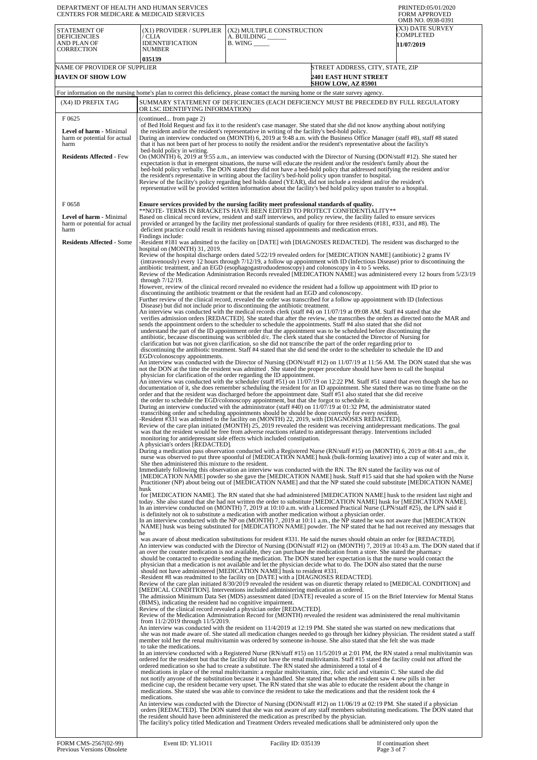DEPARTMENT OF HEALTH AND HUMAN SERVICES
CENTERS FOR MEDICARE & MEDICAID SERVICES

PRINTED:05/01/2020
FORM APPROVED
OMB NO. 0938-0391

| STATEMENT OF DEFICIENCIES AND PLAN OF CORRECTION | (X1) PROVIDER / SUPPLIER / CLIA IDENNTIFICATION NUMBER | (X2) MULTIPLE CONSTRUCTION A. BUILDING ______ B. WING _____ | (X3) DATE SURVEY COMPLETED |
|---|---|---|---|
| | 035139 | | 11/07/2019 |

| NAME OF PROVIDER OF SUPPLIER | STREET ADDRESS, CITY, STATE, ZIP |
|---|---|
| HAVEN OF SHOW LOW | 2401 EAST HUNT STREET SHOW LOW, AZ 85901 |

For information on the nursing home's plan to correct this deficiency, please contact the nursing home or the state survey agency.

| (X4) ID PREFIX TAG | SUMMARY STATEMENT OF DEFICIENCIES (EACH DEFICIENCY MUST BE PRECEDED BY FULL REGULATORY OR LSC IDENTIFYING INFORMATION) |
|---|---|
| F 0625 **Level of harm** - Minimal harm or potential for actual harm **Residents Affected** - Few | (continued... from page 2) of Bed Hold Request and fax it to the resident's case manager. She stated that she did not know anything about notifying the resident and/or the resident's representative in writing of the facility's bed-hold policy. During an interview conducted on (MONTH) 6, 2019 at 9:48 a.m. with the Business Office Manager (staff #8), staff #8 stated that it has not been part of her process to notify the resident and/or the resident's representative about the facility's bed-hold policy in writing. On (MONTH) 6, 2019 at 9:55 a.m., an interview was conducted with the Director of Nursing (DON/staff #12). She stated her expectation is that in emergent situations, the nurse will educate the resident and/or the resident's family about the bed-hold policy verbally. The DON stated they did not have a bed-hold policy that addressed notifying the resident and/or the resident's representative in writing about the facility's bed-hold policy upon transfer to hospital. Review of the facility's policy regarding bed holds dated (YEAR), did not include a resident and/or the resident's representative will be provided written information about the facility's bed hold policy upon transfer to a hospital. |
| F 0658 **Level of harm** - Minimal harm or potential for actual harm **Residents Affected** - Some | **Ensure services provided by the nursing facility meet professional standards of quality.** **NOTE- TERMS IN BRACKETS HAVE BEEN EDITED TO PROTECT CONFIDENTIALITY** Based on clinical record review, resident and staff interviews, and policy review, the facility failed to ensure services provided or arranged by the facility met professional standards of quality for three residents (#181, #331, and #8). The deficient practice could result in residents having missed appointments and medication errors. Findings include: -Resident #181 was admitted to the facility on [DATE] with [DIAGNOSES REDACTED]. The resident was discharged to the hospital on (MONTH) 31, 2019. Review of the hospital discharge orders dated 5/22/19 revealed orders for [MEDICATION NAME] (antibiotic) 2 grams IV (intravenously) every 12 hours through 7/12/19, a follow up appointment with ID (Infectious Disease) prior to discontinuing the antibiotic treatment, and an EGD (esophagogastroduodenoscopy) and colonoscopy in 4 to 5 weeks. Review of the Medication Administration Records revealed [MEDICATION NAME] was administered every 12 hours from 5/23/19 through 7/12/19. However, review of the clinical record revealed no evidence the resident had a follow up appointment with ID prior to discontinuing the antibiotic treatment or that the resident had an EGD and colonoscopy. Further review of the clinical record, revealed the order was transcribed for a follow up appointment with ID (Infectious Disease) but did not include prior to discontinuing the antibiotic treatment. An interview was conducted with the medical records clerk (staff #4) on 11/07/19 at 09:08 AM. Staff #4 stated that she verifies admission orders [REDACTED]. She stated that after the review, she transcribes the orders as directed onto the MAR and sends the appointment orders to the scheduler to schedule the appointments. Staff #4 also stated that she did not understand the part of the ID appointment order that the appointment was to be scheduled before discontinuing the antibiotic, because discontinuing was scribbled d/c. The clerk stated that she contacted the Director of Nursing for clarification but was not given clarification, so she did not transcribe the part of the order regarding prior to discontinuing the antibiotic treatment. Staff #4 stated that she did send the order to the scheduler to schedule the ID and EGD/colonoscopy appointments. An interview was conducted with the Director of Nursing (DON/staff #12) on 11/07/19 at 11:56 AM. The DON stated that she was not the DON at the time the resident was admitted . She stated the proper procedure should have been to call the hospital physician for clarification of the order regarding the ID appointment. An interview was conducted with the scheduler (staff #51) on 11/07/19 at 12:22 PM. Staff #51 stated that even though she has no documentation of it, she does remember scheduling the resident for an ID appointment. She stated there was no time frame on the order and that the resident was discharged before the appointment date. Staff #51 also stated that she did receive the order to schedule the EGD/colonoscopy appointment, but that she forgot to schedule it. During an interview conducted with the administrator (staff #40) on 11/07/19 at 01:32 PM, the administrator stated transcribing order and scheduling appointments should be done correctly for every resident. -Resident #331 was admitted to the facility on (MONTH) 22, 2019, with [DIAGNOSES REDACTED]. Review of the care plan initiated (MONTH) 25, 2019 revealed the resident was receiving antidepressant medications. The goal was that the resident would be free from adverse reactions related to antidepressant therapy. Interventions included monitoring for antidepressant side effects which included constipation. A physician's orders [REDACTED]. During a medication pass observation conducted with a Registered Nurse (RN/staff #15) on (MONTH) 6, 2019 at 08:41 a.m., the nurse was observed to put three spoonful of [MEDICATION NAME] husk (bulk-forming laxative) into a cup of water and mix it. She then administered this mixture to the resident. Immediately following this observation an interview was conducted with the RN. The RN stated the facility was out of [MEDICATION NAME] powder so she gave the [MEDICATION NAME] husk. Staff #15 said that she had spoken with the Nurse Practitioner (NP) about being out of [MEDICATION NAME] and that the NP stated she could substitute [MEDICATION NAME] husk for [MEDICATION NAME]. The RN stated that she had administered [MEDICATION NAME] husk to the resident last night and today. She also stated that she had not written the order to substitute [MEDICATION NAME] husk for [MEDICATION NAME]. In an interview conducted on (MONTH) 7, 2019 at 10:10 a.m. with a Licensed Practical Nurse (LPN/staff #25), the LPN said it is definitely not ok to substitute a medication with another medication without a physician order. In an interview conducted with the NP on (MONTH) 7, 2019 at 10:11 a.m., the NP stated he was not aware that [MEDICATION NAME] husk was being substituted for [MEDICATION NAME] powder. The NP stated that he had not received any messages that he was aware of about medication substitutions for resident #331. He said the nurses should obtain an order for [REDACTED]. An interview was conducted with the Director of Nursing (DON/staff #12) on (MONTH) 7, 2019 at 10:43 a.m. The DON stated that if an over the counter medication is not available, they can purchase the medication from a store. She stated the pharmacy should be contacted to expedite sending the medication. The DON stated her expectation is that the nurse would contact the physician that a medication is not available and let the physician decide what to do. The DON also stated that the nurse should not have administered [MEDICATION NAME] husk to resident #331. -Resident #8 was readmitted to the facility on [DATE] with a [DIAGNOSES REDACTED]. Review of the care plan initiated 8/30/2019 revealed the resident was on diuretic therapy related to [MEDICAL CONDITION] and [MEDICAL CONDITION]. Interventions included administering medication as ordered. The admission Minimum Data Set (MDS) assessment dated [DATE] revealed a score of 15 on the Brief Interview for Mental Status (BIMS), indicating the resident had no cognitive impairment. Review of the clinical record revealed a physician order [REDACTED]. Review of the Medication Administration Record for (MONTH) revealed the resident was administered the renal multivitamin from 11/2/2019 through 11/5/2019. An interview was conducted with the resident on 11/4/2019 at 12:19 PM. She stated she was started on new medications that she was not made aware of. She stated all medication changes needed to go through her kidney physician. The resident stated a staff member told her the renal multivitamin was ordered by someone in-house. She also stated that she felt she was made to take the medications. In an interview conducted with a Registered Nurse (RN/staff #15) on 11/5/2019 at 2:01 PM, the RN stated a renal multivitamin was ordered for the resident but that the facility did not have the renal multivitamin. Staff #15 stated the facility could not afford the ordered medication so she had to create a substitute. The RN stated she administered a total of 4 medications in place of the renal multivitamin: a regular multivitamin, zinc, folic acid and vitamin C. She stated she did not notify anyone of the substitution because it was handled. She stated that when the resident saw 4 new pills in her medicine cup, the resident became very upset. The RN stated that she was able to educate the resident about the change in medications. She stated she was able to convince the resident to take the medications and that the resident took the 4 medications. An interview was conducted with the Director of Nursing (DON/staff #12) on 11/06/19 at 02:19 PM. She stated if a physician orders [REDACTED]. The DON stated that she was not aware of any staff members substituting medications. The DON stated that the resident should have been administered the medication as prescribed by the physician. The facility's policy titled Medication and Treatment Orders revealed medications shall be administered only upon the |

FORM CMS-2567(02-99) Previous Versions Obsolete | Event ID: YL1O11 | Facility ID: 035139 | If continuation sheet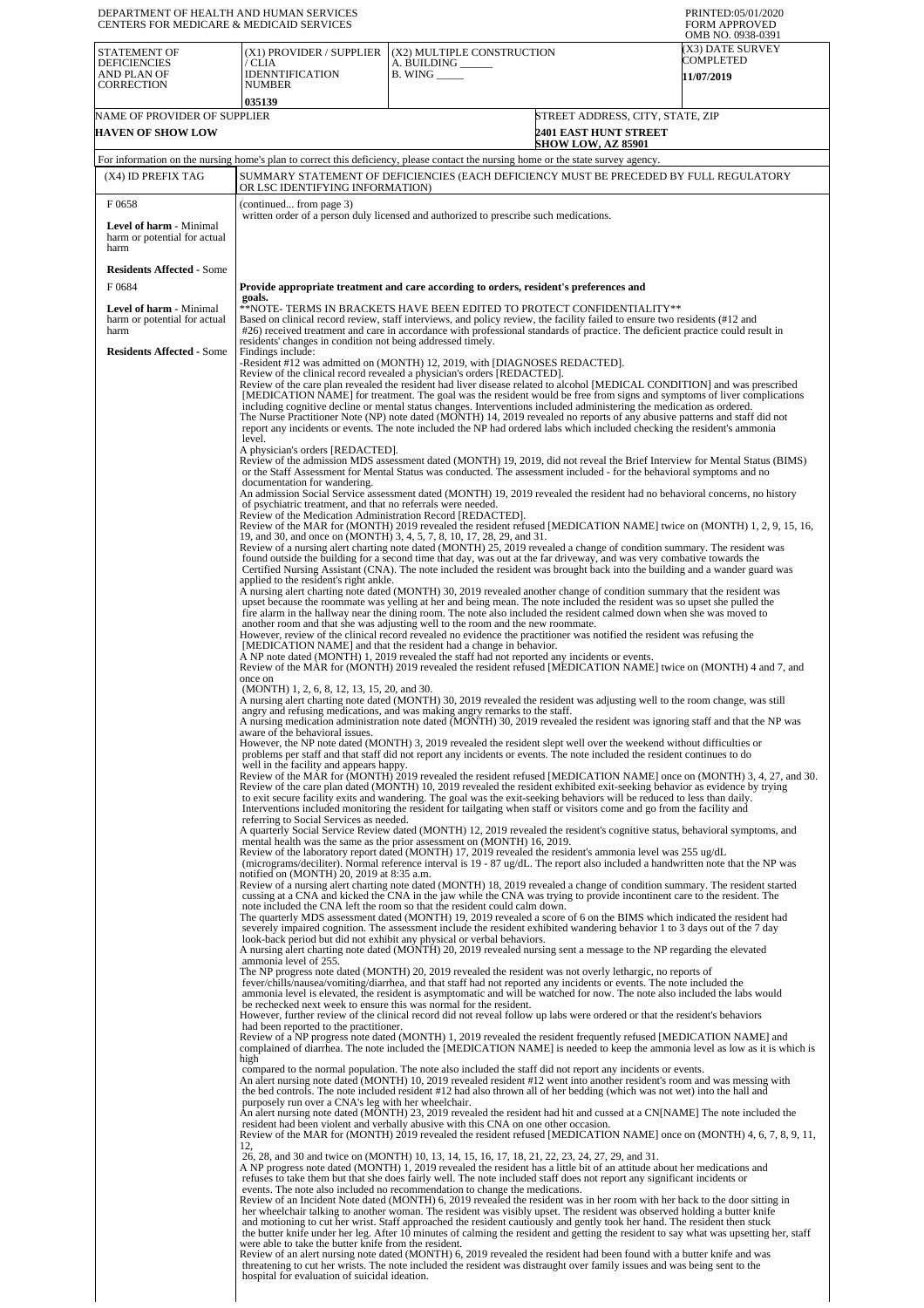DEPARTMENT OF HEALTH AND HUMAN SERVICES
CENTERS FOR MEDICARE & MEDICAID SERVICES

PRINTED:05/01/2020
FORM APPROVED
OMB NO. 0938-0391

| STATEMENT OF DEFICIENCIES AND PLAN OF CORRECTION | (X1) PROVIDER / SUPPLIER / CLIA IDENNTIFICATION NUMBER | (X2) MULTIPLE CONSTRUCTION A. BUILDING ______ B. WING _____ | (X3) DATE SURVEY COMPLETED |
|---|---|---|---|
| | 035139 | | 11/07/2019 |

| NAME OF PROVIDER OF SUPPLIER | STREET ADDRESS, CITY, STATE, ZIP |
|---|---|
| HAVEN OF SHOW LOW | 2401 EAST HUNT STREET SHOW LOW, AZ 85901 |

For information on the nursing home's plan to correct this deficiency, please contact the nursing home or the state survey agency.

| (X4) ID PREFIX TAG | SUMMARY STATEMENT OF DEFICIENCIES (EACH DEFICIENCY MUST BE PRECEDED BY FULL REGULATORY OR LSC IDENTIFYING INFORMATION) |
|---|---|
| F 0658<br><br>**Level of harm** - Minimal harm or potential for actual harm<br><br>**Residents Affected** - Some | (continued... from page 3)<br>written order of a person duly licensed and authorized to prescribe such medications. |
| F 0684<br><br>**Level of harm** - Minimal harm or potential for actual harm<br><br>**Residents Affected** - Some | **Provide appropriate treatment and care according to orders, resident's preferences and goals.**<br>**NOTE- TERMS IN BRACKETS HAVE BEEN EDITED TO PROTECT CONFIDENTIALITY**<br>Based on clinical record review, staff interviews, and policy review, the facility failed to ensure two residents (#12 and #26) received treatment and care in accordance with professional standards of practice. The deficient practice could result in residents' changes in condition not being addressed timely.<br>Findings include:<br>-Resident #12 was admitted on (MONTH) 12, 2019, with [DIAGNOSES REDACTED].<br>Review of the clinical record revealed a physician's orders [REDACTED].<br>Review of the care plan revealed the resident had liver disease related to alcohol [MEDICAL CONDITION] and was prescribed [MEDICATION NAME] for treatment. The goal was the resident would be free from signs and symptoms of liver complications including cognitive decline or mental status changes. Interventions included administering the medication as ordered.<br>The Nurse Practitioner Note (NP) note dated (MONTH) 14, 2019 revealed no reports of any abusive patterns and staff did not report any incidents or events. The note included the NP had ordered labs which included checking the resident's ammonia level.<br>A physician's orders [REDACTED].<br>Review of the admission MDS assessment dated (MONTH) 19, 2019, did not reveal the Brief Interview for Mental Status (BIMS) or the Staff Assessment for Mental Status was conducted. The assessment included - for the behavioral symptoms and no documentation for wandering.<br>An admission Social Service assessment dated (MONTH) 19, 2019 revealed the resident had no behavioral concerns, no history of psychiatric treatment, and that no referrals were needed.<br>Review of the Medication Administration Record [REDACTED].<br>Review of the MAR for (MONTH) 2019 revealed the resident refused [MEDICATION NAME] twice on (MONTH) 1, 2, 9, 15, 16, 19, and 30, and once on (MONTH) 3, 4, 5, 7, 8, 10, 17, 28, 29, and 31.<br>Review of a nursing alert charting note dated (MONTH) 25, 2019 revealed a change of condition summary. The resident was found outside the building for a second time that day, was out at the far driveway, and was very combative towards the Certified Nursing Assistant (CNA). The note included the resident was brought back into the building and a wander guard was applied to the resident's right ankle.<br>A nursing alert charting note dated (MONTH) 30, 2019 revealed another change of condition summary that the resident was upset because the roommate was yelling at her and being mean. The note included the resident was so upset she pulled the fire alarm in the hallway near the dining room. The note also included the resident calmed down when she was moved to another room and that she was adjusting well to the room and the new roommate.<br>However, review of the clinical record revealed no evidence the practitioner was notified the resident was refusing the [MEDICATION NAME] and that the resident had a change in behavior.<br>A NP note dated (MONTH) 1, 2019 revealed the staff had not reported any incidents or events.<br>Review of the MAR for (MONTH) 2019 revealed the resident refused [MEDICATION NAME] twice on (MONTH) 4 and 7, and once on<br>(MONTH) 1, 2, 6, 8, 12, 13, 15, 20, and 30.<br>A nursing alert charting note dated (MONTH) 30, 2019 revealed the resident was adjusting well to the room change, was still angry and refusing medications, and was making angry remarks to the staff.<br>A nursing medication administration note dated (MONTH) 30, 2019 revealed the resident was ignoring staff and that the NP was aware of the behavioral issues.<br>However, the NP note dated (MONTH) 3, 2019 revealed the resident slept well over the weekend without difficulties or problems per staff and that staff did not report any incidents or events. The note included the resident continues to do well in the facility and appears happy.<br>Review of the MAR for (MONTH) 2019 revealed the resident refused [MEDICATION NAME] once on (MONTH) 3, 4, 27, and 30.<br>Review of the care plan dated (MONTH) 10, 2019 revealed the resident exhibited exit-seeking behavior as evidence by trying to exit secure facility exits and wandering. The goal was the exit-seeking behaviors will be reduced to less than daily. Interventions included monitoring the resident for tailgating when staff or visitors come and go from the facility and referring to Social Services as needed.<br>A quarterly Social Service Review dated (MONTH) 12, 2019 revealed the resident's cognitive status, behavioral symptoms, and mental health was the same as the prior assessment on (MONTH) 16, 2019.<br>Review of the laboratory report dated (MONTH) 17, 2019 revealed the resident's ammonia level was 255 ug/dL (micrograms/deciliter). Normal reference interval is 19 - 87 ug/dL. The report also included a handwritten note that the NP was notified on (MONTH) 20, 2019 at 8:35 a.m.<br>Review of a nursing alert charting note dated (MONTH) 18, 2019 revealed a change of condition summary. The resident started cussing at a CNA and kicked the CNA in the jaw while the CNA was trying to provide incontinent care to the resident. The note included the CNA left the room so that the resident could calm down.<br>The quarterly MDS assessment dated (MONTH) 19, 2019 revealed a score of 6 on the BIMS which indicated the resident had severely impaired cognition. The assessment include the resident exhibited wandering behavior 1 to 3 days out of the 7 day look-back period but did not exhibit any physical or verbal behaviors.<br>A nursing alert charting note dated (MONTH) 20, 2019 revealing nursing sent a message to the NP regarding the elevated ammonia level of 255.<br>The NP progress note dated (MONTH) 20, 2019 revealed the resident was not overly lethargic, no reports of fever/chills/nausea/vomiting/diarrhea, and that staff had not reported any incidents or events. The note included the ammonia level is elevated, the resident is asymptomatic and will be watched for now. The note also included the labs would be rechecked next week to ensure this was normal for the resident.<br>However, further review of the clinical record did not reveal follow up labs were ordered or that the resident's behaviors had been reported to the practitioner.<br>Review of a NP progress note dated (MONTH) 1, 2019 revealed the resident frequently refused [MEDICATION NAME] and complained of diarrhea. The note included the [MEDICATION NAME] is needed to keep the ammonia level as low as it is which is high<br>compared to the normal population. The note also included the staff did not report any incidents or events.<br>An alert nursing note dated (MONTH) 10, 2019 revealed resident #12 went into another resident's room and was messing with the bed controls. The note included resident #12 had also thrown all of her bedding (which was not wet) into the hall and purposely run over a CNA's leg with her wheelchair.<br>An alert nursing note dated (MONTH) 23, 2019 revealed the resident had hit and cussed at a CN[NAME] The note included the resident had been violent and verbally abusive with this CNA on one other occasion.<br>Review of the MAR for (MONTH) 2019 revealed the resident refused [MEDICATION NAME] once on (MONTH) 4, 6, 7, 8, 9, 11, 12,<br>26, 28, and 30 and twice on (MONTH) 10, 13, 14, 15, 16, 17, 18, 21, 22, 23, 24, 27, 29, and 31.<br>A NP progress note dated (MONTH) 1, 2019 revealed the resident has a little bit of an attitude about her medications and refuses to take them but that she does fairly well. The note included staff does not report any significant incidents or events. The note also included no recommendation to change the medications.<br>Review of an Incident Note dated (MONTH) 6, 2019 revealed the resident was in her room with her back to the door sitting in her wheelchair talking to another woman. The resident was visibly upset. The resident was observed holding a butter knife and motioning to cut her wrist. Staff approached the resident cautiously and gently took her hand. The resident then stuck the butter knife under her leg. After 10 minutes of calming the resident and getting the resident to say what was upsetting her, staff were able to take the butter knife from the resident.<br>Review of an alert nursing note dated (MONTH) 6, 2019 revealed the resident had been found with a butter knife and was threatening to cut her wrists. The note included the resident was distraught over family issues and was being sent to the hospital for evaluation of suicidal ideation. |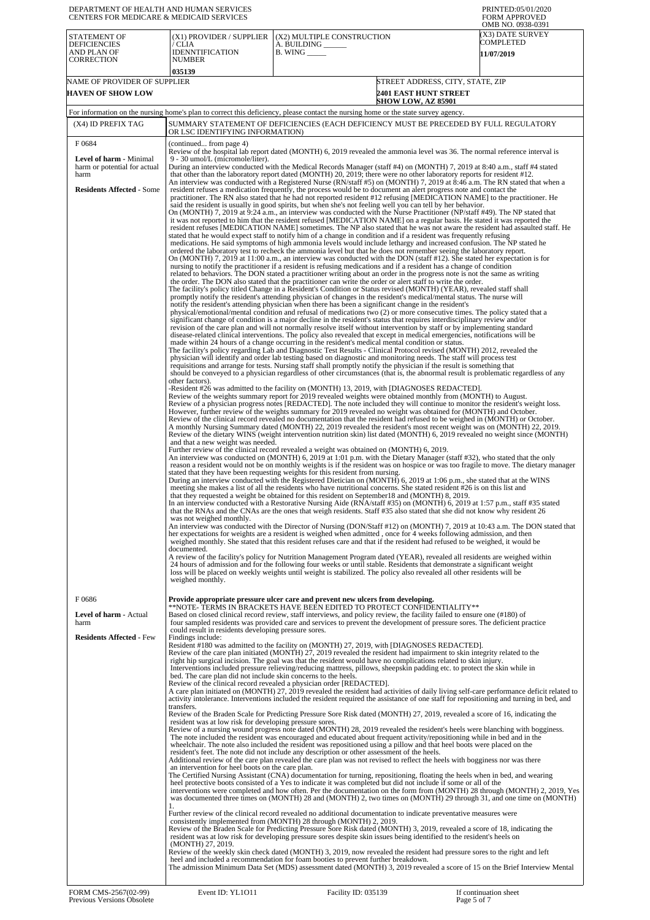DEPARTMENT OF HEALTH AND HUMAN SERVICES
CENTERS FOR MEDICARE & MEDICAID SERVICES

PRINTED:05/01/2020
FORM APPROVED
OMB NO. 0938-0391

| STATEMENT OF DEFICIENCIES AND PLAN OF CORRECTION | (X1) PROVIDER / SUPPLIER / CLIA IDENNTIFICATION NUMBER | (X2) MULTIPLE CONSTRUCTION A. BUILDING ______ B. WING _____ | (X3) DATE SURVEY COMPLETED |
|---|---|---|---|
| | 035139 | | 11/07/2019 |

| NAME OF PROVIDER OF SUPPLIER | STREET ADDRESS, CITY, STATE, ZIP |
|---|---|
| HAVEN OF SHOW LOW | 2401 EAST HUNT STREET SHOW LOW, AZ 85901 |

For information on the nursing home's plan to correct this deficiency, please contact the nursing home or the state survey agency.

| (X4) ID PREFIX TAG | SUMMARY STATEMENT OF DEFICIENCIES (EACH DEFICIENCY MUST BE PRECEDED BY FULL REGULATORY OR LSC IDENTIFYING INFORMATION) |
|---|---|
| F 0684 **Level of harm** - Minimal harm or potential for actual harm **Residents Affected** - Some | (continued... from page 4) Review of the hospital lab report dated (MONTH) 6, 2019 revealed the ammonia level was 36. The normal reference interval is 9 - 30 umol/L (micromole/liter). During an interview conducted with the Medical Records Manager (staff #4) on (MONTH) 7, 2019 at 8:40 a.m., staff #4 stated that other than the laboratory report dated (MONTH) 20, 2019; there were no other laboratory reports for resident #12. An interview was conducted with a Registered Nurse (RN/staff #5) on (MONTH) 7, 2019 at 8:46 a.m. The RN stated that when a resident refuses a medication frequently, the process would be to document an alert progress note and contact the practitioner. The RN also stated that he had not reported resident #12 refusing [MEDICATION NAME] to the practitioner. He said the resident is usually in good spirits, but when she's not feeling well you can tell by her behavior. On (MONTH) 7, 2019 at 9:24 a.m., an interview was conducted with the Nurse Practitioner (NP/staff #49). The NP stated that it was not reported to him that the resident refused [MEDICATION NAME] on a regular basis. He stated it was reported the resident refuses [MEDICATION NAME] sometimes. The NP also stated that he was not aware the resident had assaulted staff. He stated that he would expect staff to notify him of a change in condition and if a resident was frequently refusing medications. He said symptoms of high ammonia levels would include lethargy and increased confusion. The NP stated he ordered the laboratory test to recheck the ammonia level but that he does not remember seeing the laboratory report. On (MONTH) 7, 2019 at 11:00 a.m., an interview was conducted with the DON (staff #12). She stated her expectation is for nursing to notify the practitioner if a resident is refusing medications and if a resident has a change of condition related to behaviors. The DON stated a practitioner writing about an order in the progress note is not the same as writing the order. The DON also stated that the practitioner can write the order or alert staff to write the order. The facility's policy titled Change in a Resident's Condition or Status revised (MONTH) (YEAR), revealed staff shall promptly notify the resident's attending physician of changes in the resident's medical/mental status. The nurse will notify the resident's attending physician when there has been a significant change in the resident's physical/emotional/mental condition and refusal of medications two (2) or more consecutive times. The policy stated that a significant change of condition is a major decline in the resident's status that requires interdisciplinary review and/or revision of the care plan and will not normally resolve itself without intervention by staff or by implementing standard disease-related clinical interventions. The policy also revealed that except in medical emergencies, notifications will be made within 24 hours of a change occurring in the resident's medical mental condition or status. The facility's policy regarding Lab and Diagnostic Test Results - Clinical Protocol revised (MONTH) 2012, revealed the physician will identify and order lab testing based on diagnostic and monitoring needs. The staff will process test requisitions and arrange for tests. Nursing staff shall promptly notify the physician if the result is something that should be conveyed to a physician regardless of other circumstances (that is, the abnormal result is problematic regardless of any other factors). -Resident #26 was admitted to the facility on (MONTH) 13, 2019, with [DIAGNOSES REDACTED]. Review of the weights summary report for 2019 revealed weights were obtained monthly from (MONTH) to August. Review of a physician progress notes [REDACTED]. The note included they will continue to monitor the resident's weight loss. However, further review of the weights summary for 2019 revealed no weight was obtained for (MONTH) and October. Review of the clinical record revealed no documentation that the resident had refused to be weighed in (MONTH) or October. A monthly Nursing Summary dated (MONTH) 22, 2019 revealed the resident's most recent weight was on (MONTH) 22, 2019. Review of the dietary WINS (weight intervention nutrition skin) list dated (MONTH) 6, 2019 revealed no weight since (MONTH) and that a new weight was needed. Further review of the clinical record revealed a weight was obtained on (MONTH) 6, 2019. An interview was conducted on (MONTH) 6, 2019 at 1:01 p.m. with the Dietary Manager (staff #32), who stated that the only reason a resident would not be on monthly weights is if the resident was on hospice or was too fragile to move. The dietary manager stated that they have been requesting weights for this resident from nursing. During an interview conducted with the Registered Dietician on (MONTH) 6, 2019 at 1:06 p.m., she stated that at the WINS meeting she makes a list of all the residents who have nutritional concerns. She stated resident #26 is on this list and that they requested a weight be obtained for this resident on September18 and (MONTH) 8, 2019. In an interview conducted with a Restorative Nursing Aide (RNA/staff #35) on (MONTH) 6, 2019 at 1:57 p.m., staff #35 stated that the RNAs and the CNAs are the ones that weigh residents. Staff #35 also stated that she did not know why resident 26 was not weighed monthly. An interview was conducted with the Director of Nursing (DON/Staff #12) on (MONTH) 7, 2019 at 10:43 a.m. The DON stated that her expectations for weights are a resident is weighed when admitted , once for 4 weeks following admission, and then weighed monthly. She stated that this resident refuses care and that if the resident had refused to be weighed, it would be documented. A review of the facility's policy for Nutrition Management Program dated (YEAR), revealed all residents are weighed within 24 hours of admission and for the following four weeks or until stable. Residents that demonstrate a significant weight loss will be placed on weekly weights until weight is stabilized. The policy also revealed all other residents will be weighed monthly. |
| F 0686 **Level of harm** - Actual harm **Residents Affected** - Few | **Provide appropriate pressure ulcer care and prevent new ulcers from developing.** **NOTE- TERMS IN BRACKETS HAVE BEEN EDITED TO PROTECT CONFIDENTIALITY** Based on closed clinical record review, staff interviews, and policy review, the facility failed to ensure one (#180) of four sampled residents was provided care and services to prevent the development of pressure sores. The deficient practice could result in residents developing pressure sores. Findings include: Resident #180 was admitted to the facility on (MONTH) 27, 2019, with [DIAGNOSES REDACTED]. Review of the care plan initiated (MONTH) 27, 2019 revealed the resident had impairment to skin integrity related to the right hip surgical incision. The goal was that the resident would have no complications related to skin injury. Interventions included pressure relieving/reducing mattress, pillows, sheepskin padding etc. to protect the skin while in bed. The care plan did not include skin concerns to the heels. Review of the clinical record revealed a physician order [REDACTED]. A care plan initiated on (MONTH) 27, 2019 revealed the resident had activities of daily living self-care performance deficit related to activity intolerance. Interventions included the resident required the assistance of one staff for repositioning and turning in bed, and transfers. Review of the Braden Scale for Predicting Pressure Sore Risk dated (MONTH) 27, 2019, revealed a score of 16, indicating the resident was at low risk for developing pressure sores. Review of a nursing wound progress note dated (MONTH) 28, 2019 revealed the resident's heels were blanching with bogginess. The note included the resident was encouraged and educated about frequent activity/repositioning while in bed and in the wheelchair. The note also included the resident was repositioned using a pillow and that heel boots were placed on the resident's feet. The note did not include any description or other assessment of the heels. Additional review of the care plan revealed the care plan was not revised to reflect the heels with bogginess nor was there an intervention for heel boots on the care plan. The Certified Nursing Assistant (CNA) documentation for turning, repositioning, floating the heels when in bed, and wearing heel protective boots consisted of a Yes to indicate it was completed but did not include if some or all of the interventions were completed and how often. Per the documentation on the form from (MONTH) 28 through (MONTH) 2, 2019, Yes was documented three times on (MONTH) 28 and (MONTH) 2, two times on (MONTH) 29 through 31, and one time on (MONTH) 1. Further review of the clinical record revealed no additional documentation to indicate preventative measures were consistently implemented from (MONTH) 28 through (MONTH) 2, 2019. Review of the Braden Scale for Predicting Pressure Sore Risk dated (MONTH) 3, 2019, revealed a score of 18, indicating the resident was at low risk for developing pressure sores despite skin issues being identified to the resident's heels on (MONTH) 27, 2019. Review of the weekly skin check dated (MONTH) 3, 2019, now revealed the resident had pressure sores to the right and left heel and included a recommendation for foam booties to prevent further breakdown. The admission Minimum Data Set (MDS) assessment dated (MONTH) 3, 2019 revealed a score of 15 on the Brief Interview Mental |

FORM CMS-2567(02-99) Previous Versions Obsolete | Event ID: YL1O11 | Facility ID: 035139 | If continuation sheet Page 5 of 7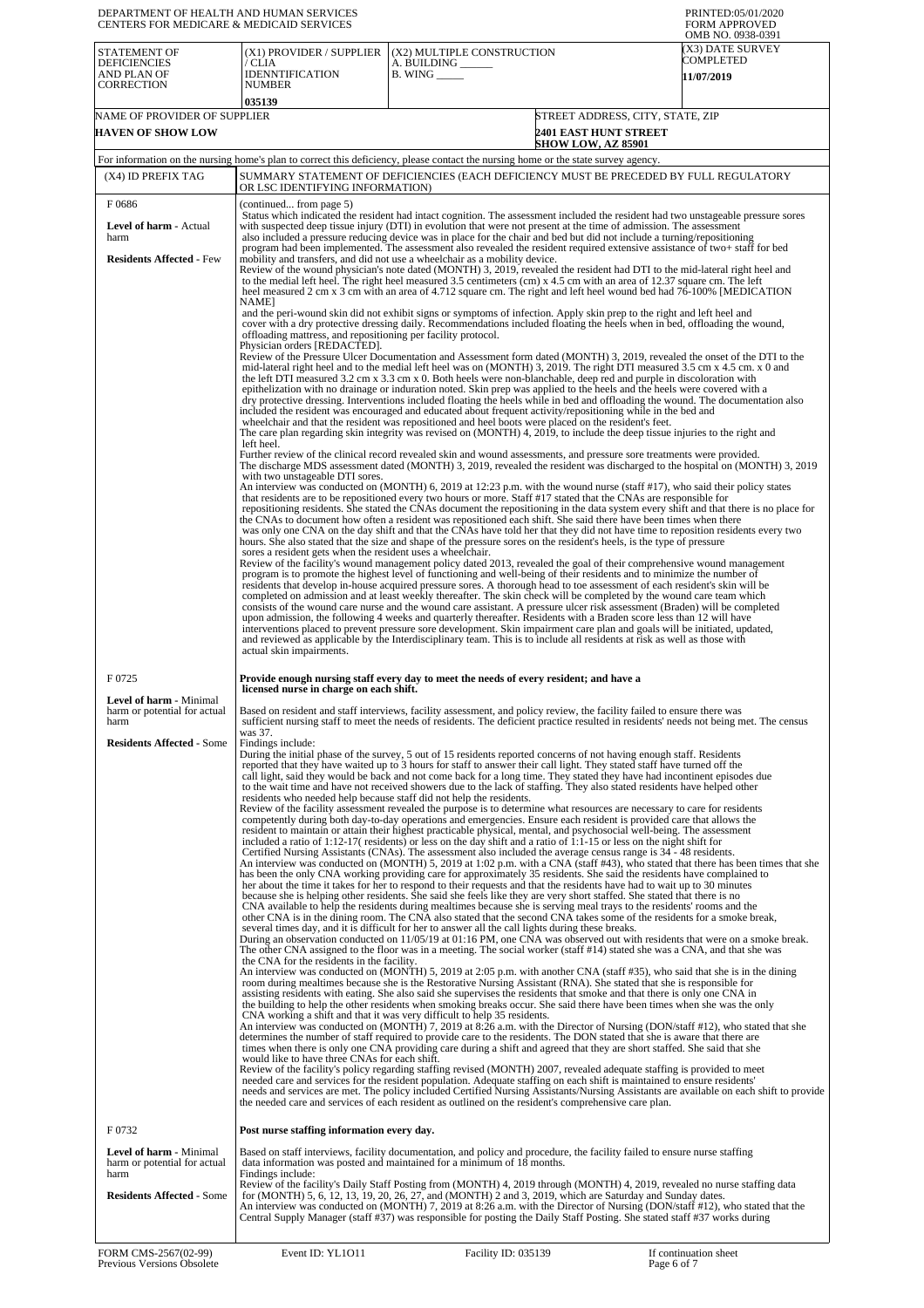DEPARTMENT OF HEALTH AND HUMAN SERVICES
CENTERS FOR MEDICARE & MEDICAID SERVICES

PRINTED:05/01/2020
FORM APPROVED
OMB NO. 0938-0391

| STATEMENT OF DEFICIENCIES AND PLAN OF CORRECTION | (X1) PROVIDER / SUPPLIER / CLIA IDENNTIFICATION NUMBER | (X2) MULTIPLE CONSTRUCTION A. BUILDING ______ B. WING _____ | (X3) DATE SURVEY COMPLETED |
|---|---|---|---|
| | 035139 | | 11/07/2019 |

| NAME OF PROVIDER OF SUPPLIER | STREET ADDRESS, CITY, STATE, ZIP |
|---|---|
| HAVEN OF SHOW LOW | 2401 EAST HUNT STREET SHOW LOW, AZ 85901 |

For information on the nursing home's plan to correct this deficiency, please contact the nursing home or the state survey agency.

| (X4) ID PREFIX TAG | SUMMARY STATEMENT OF DEFICIENCIES (EACH DEFICIENCY MUST BE PRECEDED BY FULL REGULATORY OR LSC IDENTIFYING INFORMATION) |
|---|---|
| F 0686 **Level of harm** - Actual harm **Residents Affected** - Few | (continued... from page 5) Status which indicated the resident had intact cognition. The assessment included the resident had two unstageable pressure sores with suspected deep tissue injury (DTI) in evolution that were not present at the time of admission. The assessment also included a pressure reducing device was in place for the chair and bed but did not include a turning/repositioning program had been implemented. The assessment also revealed the resident required extensive assistance of two+ staff for bed mobility and transfers, and did not use a wheelchair as a mobility device. Review of the wound physician's note dated (MONTH) 3, 2019, revealed the resident had DTI to the mid-lateral right heel and to the medial left heel. The right heel measured 3.5 centimeters (cm) x 4.5 cm with an area of 12.37 square cm. The left heel measured 2 cm x 3 cm with an area of 4.712 square cm. The right and left heel wound bed had 76-100% [MEDICATION NAME] and the peri-wound skin did not exhibit signs or symptoms of infection. Apply skin prep to the right and left heel and cover with a dry protective dressing daily. Recommendations included floating the heels when in bed, offloading the wound, offloading mattress, and repositioning per facility protocol. Physician orders [REDACTED]. Review of the Pressure Ulcer Documentation and Assessment form dated (MONTH) 3, 2019, revealed the onset of the DTI to the mid-lateral right heel and to the medial left heel was on (MONTH) 3, 2019. The right DTI measured 3.5 cm x 4.5 cm. x 0 and the left DTI measured 3.2 cm x 3.3 cm x 0. Both heels were non-blanchable, deep red and purple in discoloration with epithelization with no drainage or induration noted. Skin prep was applied to the heels and the heels were covered with a dry protective dressing. Interventions included floating the heels while in bed and offloading the wound. The documentation also included the resident was encouraged and educated about frequent activity/repositioning while in the bed and wheelchair and that the resident was repositioned and heel boots were placed on the resident's feet. The care plan regarding skin integrity was revised on (MONTH) 4, 2019, to include the deep tissue injuries to the right and left heel. Further review of the clinical record revealed skin and wound assessments, and pressure sore treatments were provided. The discharge MDS assessment dated (MONTH) 3, 2019, revealed the resident was discharged to the hospital on (MONTH) 3, 2019 with two unstageable DTI sores. An interview was conducted on (MONTH) 6, 2019 at 12:23 p.m. with the wound nurse (staff #17), who said their policy states that residents are to be repositioned every two hours or more. Staff #17 stated that the CNAs are responsible for repositioning residents. She stated the CNAs document the repositioning in the data system every shift and that there is no place for the CNAs to document how often a resident was repositioned each shift. She said there have been times when there was only one CNA on the day shift and that the CNAs have told her that they did not have time to reposition residents every two hours. She also stated that the size and shape of the pressure sores on the resident's heels, is the type of pressure sores a resident gets when the resident uses a wheelchair. Review of the facility's wound management policy dated 2013, revealed the goal of their comprehensive wound management program is to promote the highest level of functioning and well-being of their residents and to minimize the number of residents that develop in-house acquired pressure sores. A thorough head to toe assessment of each resident's skin will be completed on admission and at least weekly thereafter. The skin check will be completed by the wound care team which consists of the wound care nurse and the wound care assistant. A pressure ulcer risk assessment (Braden) will be completed upon admission, the following 4 weeks and quarterly thereafter. Residents with a Braden score less than 12 will have interventions placed to prevent pressure sore development. Skin impairment care plan and goals will be initiated, updated, and reviewed as applicable by the Interdisciplinary team. This is to include all residents at risk as well as those with actual skin impairments. |
| F 0725 **Level of harm** - Minimal harm or potential for actual harm **Residents Affected** - Some | **Provide enough nursing staff every day to meet the needs of every resident; and have a licensed nurse in charge on each shift.** Based on resident and staff interviews, facility assessment, and policy review, the facility failed to ensure there was sufficient nursing staff to meet the needs of residents. The deficient practice resulted in residents' needs not being met. The census was 37. Findings include: During the initial phase of the survey, 5 out of 15 residents reported concerns of not having enough staff. Residents reported that they have waited up to 3 hours for staff to answer their call light. They stated staff have turned off the call light, said they would be back and not come back for a long time. They stated they have had incontinent episodes due to the wait time and have not received showers due to the lack of staffing. They also stated residents have helped other residents who needed help because staff did not help the residents. Review of the facility assessment revealed the purpose is to determine what resources are necessary to care for residents competently during both day-to-day operations and emergencies. Ensure each resident is provided care that allows the resident to maintain or attain their highest practicable physical, mental, and psychosocial well-being. The assessment included a ratio of 1:12-17( residents) or less on the day shift and a ratio of 1:1-15 or less on the night shift for Certified Nursing Assistants (CNAs). The assessment also included the average census range is 34 - 48 residents. An interview was conducted on (MONTH) 5, 2019 at 1:02 p.m. with a CNA (staff #43), who stated that there has been times that she has been the only CNA working providing care for approximately 35 residents. She said the residents have complained to her about the time it takes for her to respond to their requests and that the residents have had to wait up to 30 minutes because she is helping other residents. She said she feels like they are very short staffed. She stated that there is no CNA available to help the residents during mealtimes because she is serving meal trays to the residents' rooms and the other CNA is in the dining room. The CNA also stated that the second CNA takes some of the residents for a smoke break, several times day, and it is difficult for her to answer all the call lights during these breaks. During an observation conducted on 11/05/19 at 01:16 PM, one CNA was observed out with residents on a smoke break. The other CNA assigned to the floor was in a meeting. The social worker (staff #14) stated she was a CNA, and that she was the CNA for the residents in the facility. An interview was conducted on (MONTH) 5, 2019 at 2:05 p.m. with another CNA (staff #35), who said that she is in the dining room during mealtimes because she is the Restorative Nursing Assistant (RNA). She stated that she is responsible for assisting residents with eating. She also said she supervises the residents that smoke and that there is only one CNA in the building to help the other residents when smoking breaks occur. She said there have been times when she was the only CNA working a shift and that it was very difficult to help 35 residents. An interview was conducted on (MONTH) 7, 2019 at 8:26 a.m. with the Director of Nursing (DON/staff #12), who stated that she determines the number of staff required to provide care to the residents. The DON stated that she is aware that there are times when there is only one CNA providing care during a shift and agreed that they are short staffed. She said that she would like to have three CNAs for each shift. Review of the facility's policy regarding staffing revised (MONTH) 2007, revealed adequate staffing is provided to meet needed care and services for the resident population. Adequate staffing on each shift is maintained to ensure residents' needs and services are met. The policy included Certified Nursing Assistants/Nursing Assistants are available on each shift to provide the needed care and services of each resident as outlined on the resident's comprehensive care plan. |
| F 0732 **Level of harm** - Minimal harm or potential for actual harm **Residents Affected** - Some | **Post nurse staffing information every day.** Based on staff interviews, facility documentation, and policy and procedure, the facility failed to ensure nurse staffing data information was posted and maintained for a minimum of 18 months. Findings include: Review of the facility's Daily Staff Posting from (MONTH) 4, 2019 through (MONTH) 4, 2019, revealed no nurse staffing data for (MONTH) 5, 6, 12, 13, 19, 20, 26, 27, and (MONTH) 2 and 3, 2019, which are Saturday and Sunday dates. An interview was conducted on (MONTH) 7, 2019 at 8:26 a.m. with the Director of Nursing (DON/staff #12), who stated that the Central Supply Manager (staff #37) was responsible for posting the Daily Staff Posting. She stated staff #37 works during |

FORM CMS-2567(02-99) Previous Versions Obsolete | Event ID: YL1O11 | Facility ID: 035139 | If continuation sheet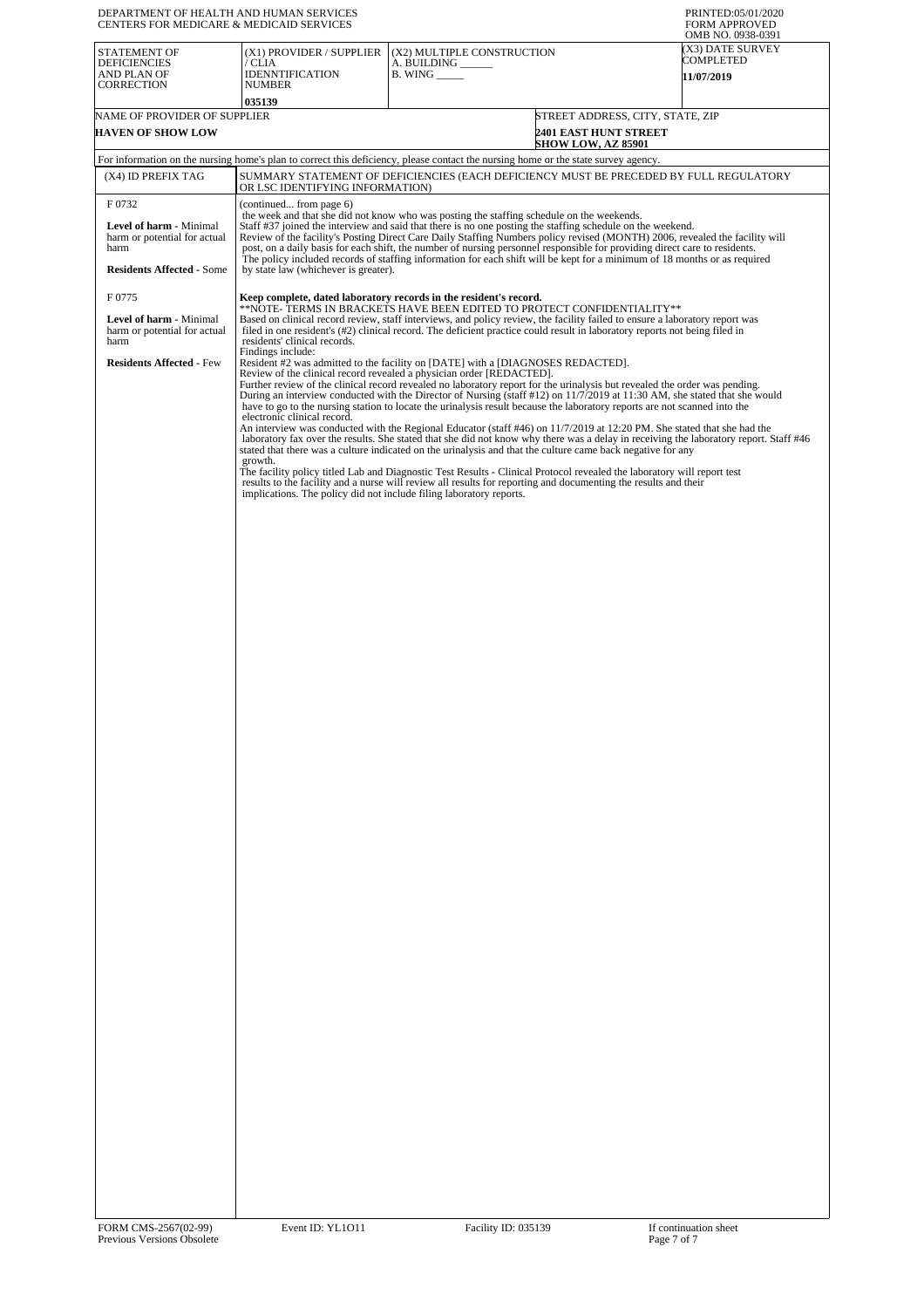DEPARTMENT OF HEALTH AND HUMAN SERVICES
CENTERS FOR MEDICARE & MEDICAID SERVICES

PRINTED:05/01/2020
FORM APPROVED
OMB NO. 0938-0391

| STATEMENT OF DEFICIENCIES AND PLAN OF CORRECTION | (X1) PROVIDER / SUPPLIER / CLIA IDENNTIFICATION NUMBER | (X2) MULTIPLE CONSTRUCTION | (X3) DATE SURVEY COMPLETED |
|---|---|---|---|
| | 035139 | A. BUILDING ______ B. WING _____ | 11/07/2019 |

| NAME OF PROVIDER OF SUPPLIER | STREET ADDRESS, CITY, STATE, ZIP |
|---|---|
| HAVEN OF SHOW LOW | 2401 EAST HUNT STREET SHOW LOW, AZ 85901 |

For information on the nursing home's plan to correct this deficiency, please contact the nursing home or the state survey agency.

| (X4) ID PREFIX TAG | SUMMARY STATEMENT OF DEFICIENCIES (EACH DEFICIENCY MUST BE PRECEDED BY FULL REGULATORY OR LSC IDENTIFYING INFORMATION) |
|---|---|
| F 0732<br><br>**Level of harm** - Minimal harm or potential for actual harm<br><br>**Residents Affected** - Some | (continued... from page 6)<br>the week and that she did not know who was posting the staffing schedule on the weekends.<br>Staff #37 joined the interview and said that there is no one posting the staffing schedule on the weekend.<br>Review of the facility's Posting Direct Care Daily Staffing Numbers policy revised (MONTH) 2006, revealed the facility will post, on a daily basis for each shift, the number of nursing personnel responsible for providing direct care to residents.<br>The policy included records of staffing information for each shift will be kept for a minimum of 18 months or as required by state law (whichever is greater). |
| F 0775<br><br>**Level of harm** - Minimal harm or potential for actual harm<br><br>**Residents Affected** - Few | **Keep complete, dated laboratory records in the resident's record.**<br>**NOTE- TERMS IN BRACKETS HAVE BEEN EDITED TO PROTECT CONFIDENTIALITY**<br>Based on clinical record review, staff interviews, and policy review, the facility failed to ensure a laboratory report was filed in one resident's (#2) clinical record. The deficient practice could result in laboratory reports not being filed in residents' clinical records.<br>Findings include:<br>Resident #2 was admitted to the facility on [DATE] with a [DIAGNOSES REDACTED].<br>Review of the clinical record revealed a physician order [REDACTED].<br>Further review of the clinical record revealed no laboratory report for the urinalysis but revealed the order was pending.<br>During an interview conducted with the Director of Nursing (staff #12) on 11/7/2019 at 11:30 AM, she stated that she would have to go to the nursing station to locate the urinalysis result because the laboratory reports are not scanned into the electronic clinical record.<br>An interview was conducted with the Regional Educator (staff #46) on 11/7/2019 at 12:20 PM. She stated that she had the laboratory fax over the results. She stated that she did not know why there was a delay in receiving the laboratory report. Staff #46 stated that there was a culture indicated on the urinalysis and that the culture came back negative for any growth.<br>The facility policy titled Lab and Diagnostic Test Results - Clinical Protocol revealed the laboratory will report test results to the facility and a nurse will review all results for reporting and documenting the results and their implications. The policy did not include filing laboratory reports. |

FORM CMS-2567(02-99) Previous Versions Obsolete | Event ID: YL1O11 | Facility ID: 035139 | If continuation sheet